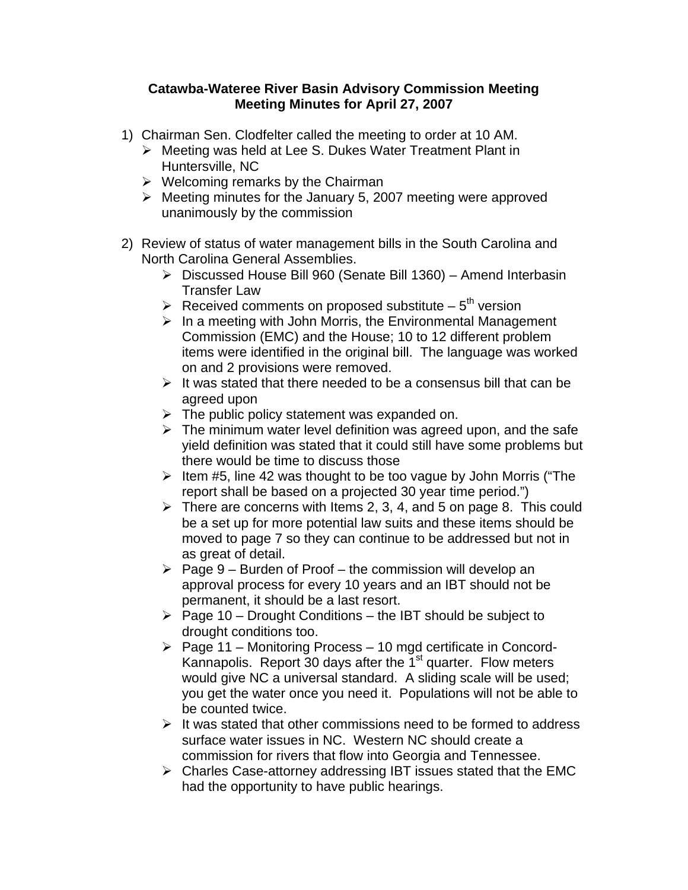**Catawba-Wateree River Basin Advisory Commission Meeting**
**Meeting Minutes for April 27, 2007**

1) Chairman Sen. Clodfelter called the meeting to order at 10 AM.
   - Meeting was held at Lee S. Dukes Water Treatment Plant in Huntersville, NC
   - Welcoming remarks by the Chairman
   - Meeting minutes for the January 5, 2007 meeting were approved unanimously by the commission

2) Review of status of water management bills in the South Carolina and North Carolina General Assemblies.
   - Discussed House Bill 960 (Senate Bill 1360) – Amend Interbasin Transfer Law
   - Received comments on proposed substitute – 5th version
   - In a meeting with John Morris, the Environmental Management Commission (EMC) and the House; 10 to 12 different problem items were identified in the original bill. The language was worked on and 2 provisions were removed.
   - It was stated that there needed to be a consensus bill that can be agreed upon
   - The public policy statement was expanded on.
   - The minimum water level definition was agreed upon, and the safe yield definition was stated that it could still have some problems but there would be time to discuss those
   - Item #5, line 42 was thought to be too vague by John Morris ("The report shall be based on a projected 30 year time period.")
   - There are concerns with Items 2, 3, 4, and 5 on page 8. This could be a set up for more potential law suits and these items should be moved to page 7 so they can continue to be addressed but not in as great of detail.
   - Page 9 – Burden of Proof – the commission will develop an approval process for every 10 years and an IBT should not be permanent, it should be a last resort.
   - Page 10 – Drought Conditions – the IBT should be subject to drought conditions too.
   - Page 11 – Monitoring Process – 10 mgd certificate in Concord-Kannapolis. Report 30 days after the 1st quarter. Flow meters would give NC a universal standard. A sliding scale will be used; you get the water once you need it. Populations will not be able to be counted twice.
   - It was stated that other commissions need to be formed to address surface water issues in NC. Western NC should create a commission for rivers that flow into Georgia and Tennessee.
   - Charles Case-attorney addressing IBT issues stated that the EMC had the opportunity to have public hearings.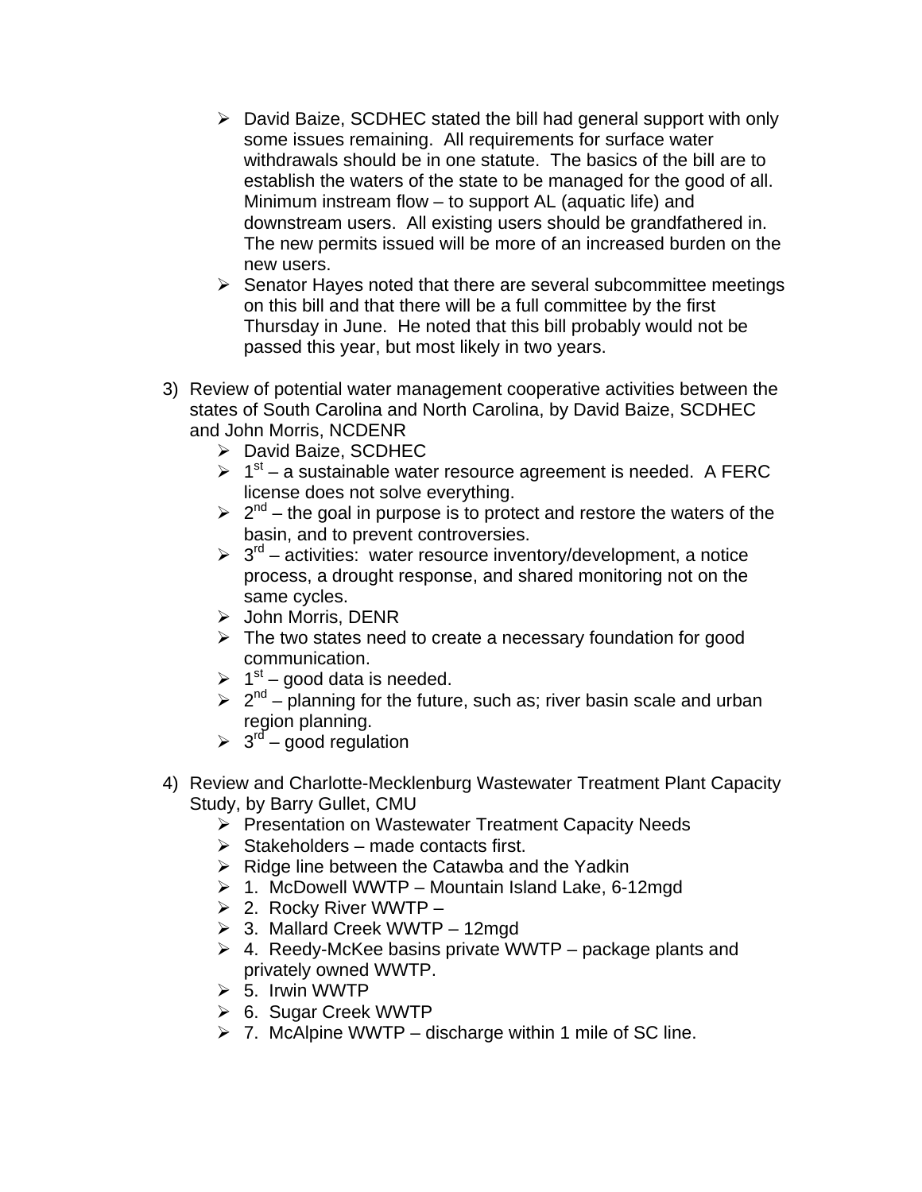- David Baize, SCDHEC stated the bill had general support with only some issues remaining. All requirements for surface water withdrawals should be in one statute. The basics of the bill are to establish the waters of the state to be managed for the good of all. Minimum instream flow – to support AL (aquatic life) and downstream users. All existing users should be grandfathered in. The new permits issued will be more of an increased burden on the new users.
- Senator Hayes noted that there are several subcommittee meetings on this bill and that there will be a full committee by the first Thursday in June. He noted that this bill probably would not be passed this year, but most likely in two years.

3) Review of potential water management cooperative activities between the states of South Carolina and North Carolina, by David Baize, SCDHEC and John Morris, NCDENR
   - David Baize, SCDHEC
   - 1st – a sustainable water resource agreement is needed. A FERC license does not solve everything.
   - 2nd – the goal in purpose is to protect and restore the waters of the basin, and to prevent controversies.
   - 3rd – activities: water resource inventory/development, a notice process, a drought response, and shared monitoring not on the same cycles.
   - John Morris, DENR
   - The two states need to create a necessary foundation for good communication.
   - 1st – good data is needed.
   - 2nd – planning for the future, such as; river basin scale and urban region planning.
   - 3rd – good regulation

4) Review and Charlotte-Mecklenburg Wastewater Treatment Plant Capacity Study, by Barry Gullet, CMU
   - Presentation on Wastewater Treatment Capacity Needs
   - Stakeholders – made contacts first.
   - Ridge line between the Catawba and the Yadkin
   - 1. McDowell WWTP – Mountain Island Lake, 6-12mgd
   - 2. Rocky River WWTP –
   - 3. Mallard Creek WWTP – 12mgd
   - 4. Reedy-McKee basins private WWTP – package plants and privately owned WWTP.
   - 5. Irwin WWTP
   - 6. Sugar Creek WWTP
   - 7. McAlpine WWTP – discharge within 1 mile of SC line.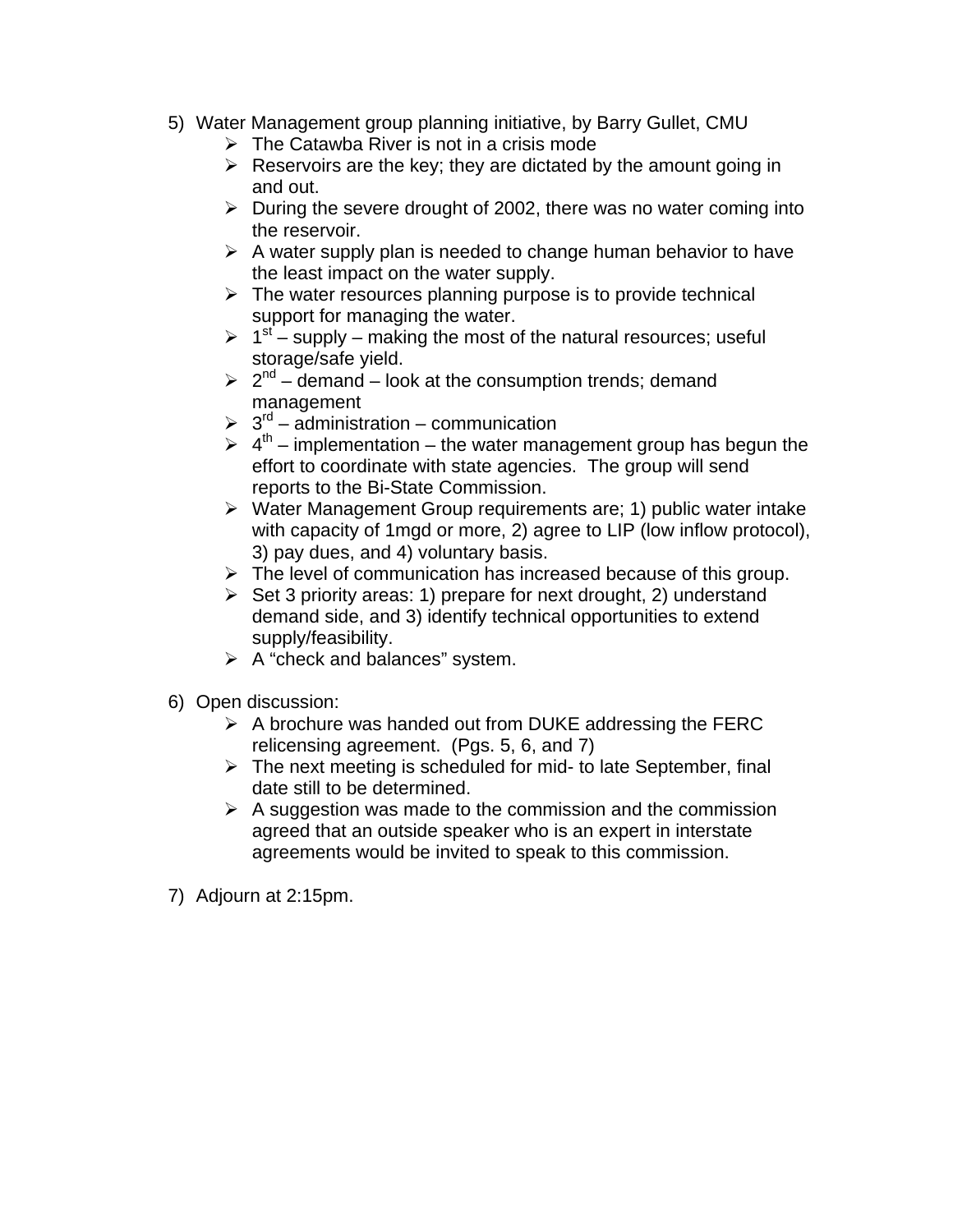5) Water Management group planning initiative, by Barry Gullet, CMU
   - The Catawba River is not in a crisis mode
   - Reservoirs are the key; they are dictated by the amount going in and out.
   - During the severe drought of 2002, there was no water coming into the reservoir.
   - A water supply plan is needed to change human behavior to have the least impact on the water supply.
   - The water resources planning purpose is to provide technical support for managing the water.
   - 1st – supply – making the most of the natural resources; useful storage/safe yield.
   - 2nd – demand – look at the consumption trends; demand management
   - 3rd – administration – communication
   - 4th – implementation – the water management group has begun the effort to coordinate with state agencies. The group will send reports to the Bi-State Commission.
   - Water Management Group requirements are; 1) public water intake with capacity of 1mgd or more, 2) agree to LIP (low inflow protocol), 3) pay dues, and 4) voluntary basis.
   - The level of communication has increased because of this group.
   - Set 3 priority areas: 1) prepare for next drought, 2) understand demand side, and 3) identify technical opportunities to extend supply/feasibility.
   - A "check and balances" system.

6) Open discussion:
   - A brochure was handed out from DUKE addressing the FERC relicensing agreement. (Pgs. 5, 6, and 7)
   - The next meeting is scheduled for mid- to late September, final date still to be determined.
   - A suggestion was made to the commission and the commission agreed that an outside speaker who is an expert in interstate agreements would be invited to speak to this commission.

7) Adjourn at 2:15pm.